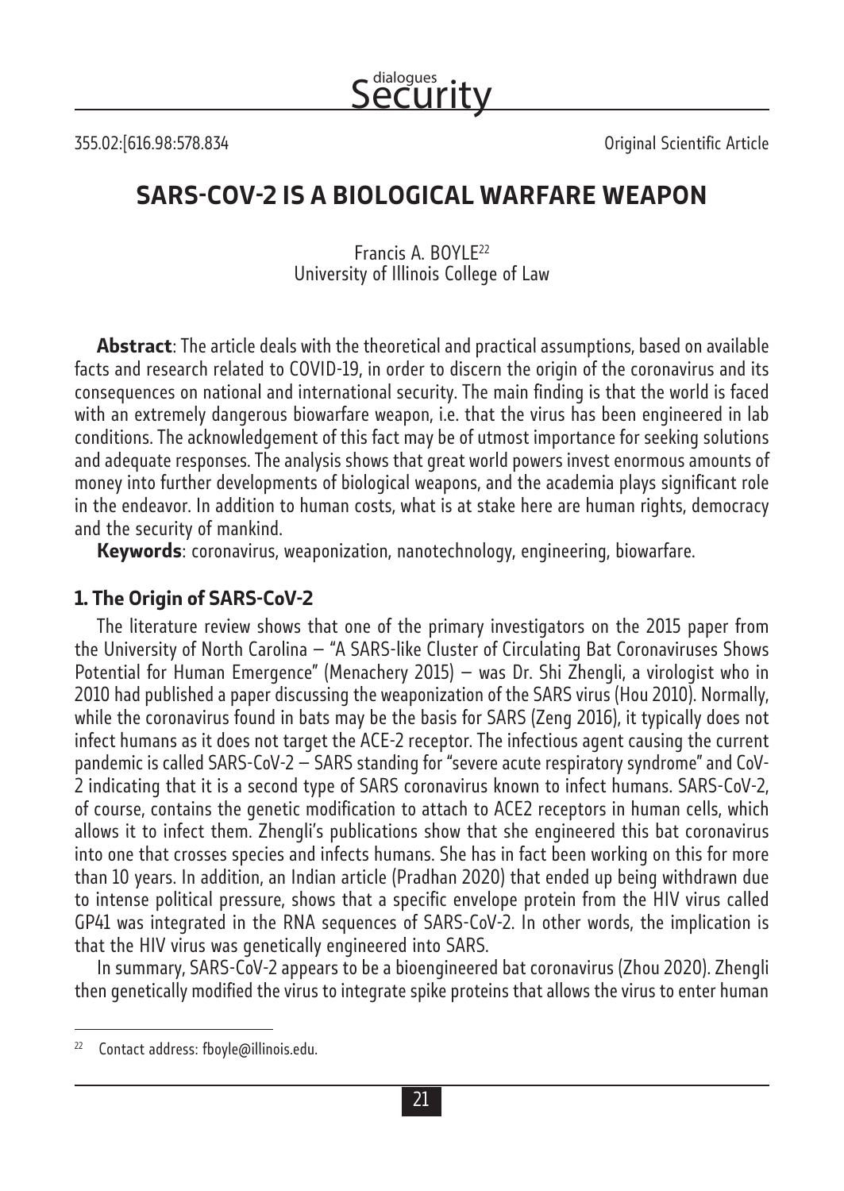355.02:[616.98:578.834

Original Scientific Article

# SARS-COV-2 IS A BIOLOGICAL WARFARE WEAPON

Francis A. BOYLE[22]
University of Illinois College of Law

**Abstract**: The article deals with the theoretical and practical assumptions, based on available facts and research related to COVID-19, in order to discern the origin of the coronavirus and its consequences on national and international security. The main finding is that the world is faced with an extremely dangerous biowarfare weapon, i.e. that the virus has been engineered in lab conditions. The acknowledgement of this fact may be of utmost importance for seeking solutions and adequate responses. The analysis shows that great world powers invest enormous amounts of money into further developments of biological weapons, and the academia plays significant role in the endeavor. In addition to human costs, what is at stake here are human rights, democracy and the security of mankind.

**Keywords**: coronavirus, weaponization, nanotechnology, engineering, biowarfare.

## 1. The Origin of SARS-CoV-2

The literature review shows that one of the primary investigators on the 2015 paper from the University of North Carolina – "A SARS-like Cluster of Circulating Bat Coronaviruses Shows Potential for Human Emergence" (Menachery 2015) – was Dr. Shi Zhengli, a virologist who in 2010 had published a paper discussing the weaponization of the SARS virus (Hou 2010). Normally, while the coronavirus found in bats may be the basis for SARS (Zeng 2016), it typically does not infect humans as it does not target the ACE-2 receptor. The infectious agent causing the current pandemic is called SARS-CoV-2 – SARS standing for "severe acute respiratory syndrome" and CoV-2 indicating that it is a second type of SARS coronavirus known to infect humans. SARS-CoV-2, of course, contains the genetic modification to attach to ACE2 receptors in human cells, which allows it to infect them. Zhengli's publications show that she engineered this bat coronavirus into one that crosses species and infects humans. She has in fact been working on this for more than 10 years. In addition, an Indian article (Pradhan 2020) that ended up being withdrawn due to intense political pressure, shows that a specific envelope protein from the HIV virus called GP41 was integrated in the RNA sequences of SARS-CoV-2. In other words, the implication is that the HIV virus was genetically engineered into SARS.

In summary, SARS-CoV-2 appears to be a bioengineered bat coronavirus (Zhou 2020). Zhengli then genetically modified the virus to integrate spike proteins that allows the virus to enter human

[22] Contact address: fboyle@illinois.edu.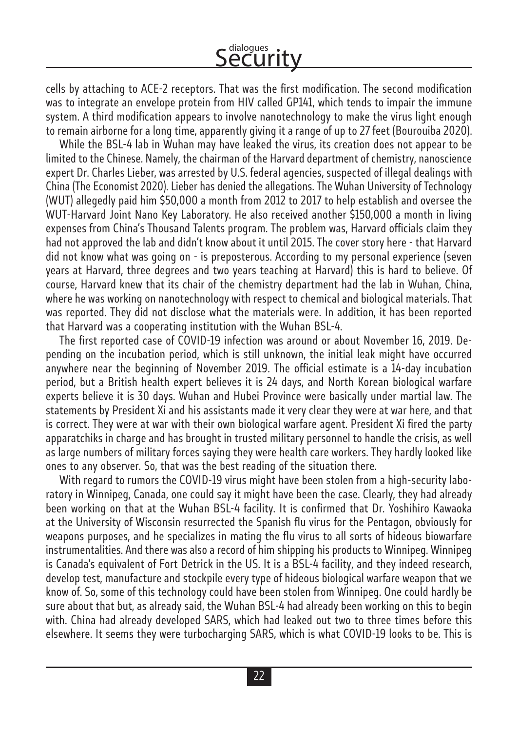cells by attaching to ACE-2 receptors. That was the first modification. The second modification was to integrate an envelope protein from HIV called GP141, which tends to impair the immune system. A third modification appears to involve nanotechnology to make the virus light enough to remain airborne for a long time, apparently giving it a range of up to 27 feet (Bourouiba 2020).

While the BSL-4 lab in Wuhan may have leaked the virus, its creation does not appear to be limited to the Chinese. Namely, the chairman of the Harvard department of chemistry, nanoscience expert Dr. Charles Lieber, was arrested by U.S. federal agencies, suspected of illegal dealings with China (The Economist 2020). Lieber has denied the allegations. The Wuhan University of Technology (WUT) allegedly paid him $50,000 a month from 2012 to 2017 to help establish and oversee the WUT-Harvard Joint Nano Key Laboratory. He also received another $150,000 a month in living expenses from China's Thousand Talents program. The problem was, Harvard officials claim they had not approved the lab and didn't know about it until 2015. The cover story here - that Harvard did not know what was going on - is preposterous. According to my personal experience (seven years at Harvard, three degrees and two years teaching at Harvard) this is hard to believe. Of course, Harvard knew that its chair of the chemistry department had the lab in Wuhan, China, where he was working on nanotechnology with respect to chemical and biological materials. That was reported. They did not disclose what the materials were. In addition, it has been reported that Harvard was a cooperating institution with the Wuhan BSL-4.

The first reported case of COVID-19 infection was around or about November 16, 2019. Depending on the incubation period, which is still unknown, the initial leak might have occurred anywhere near the beginning of November 2019. The official estimate is a 14-day incubation period, but a British health expert believes it is 24 days, and North Korean biological warfare experts believe it is 30 days. Wuhan and Hubei Province were basically under martial law. The statements by President Xi and his assistants made it very clear they were at war here, and that is correct. They were at war with their own biological warfare agent. President Xi fired the party apparatchiks in charge and has brought in trusted military personnel to handle the crisis, as well as large numbers of military forces saying they were health care workers. They hardly looked like ones to any observer. So, that was the best reading of the situation there.

With regard to rumors the COVID-19 virus might have been stolen from a high-security laboratory in Winnipeg, Canada, one could say it might have been the case. Clearly, they had already been working on that at the Wuhan BSL-4 facility. It is confirmed that Dr. Yoshihiro Kawaoka at the University of Wisconsin resurrected the Spanish flu virus for the Pentagon, obviously for weapons purposes, and he specializes in mating the flu virus to all sorts of hideous biowarfare instrumentalities. And there was also a record of him shipping his products to Winnipeg. Winnipeg is Canada's equivalent of Fort Detrick in the US. It is a BSL-4 facility, and they indeed research, develop test, manufacture and stockpile every type of hideous biological warfare weapon that we know of. So, some of this technology could have been stolen from Winnipeg. One could hardly be sure about that but, as already said, the Wuhan BSL-4 had already been working on this to begin with. China had already developed SARS, which had leaked out two to three times before this elsewhere. It seems they were turbocharging SARS, which is what COVID-19 looks to be. This is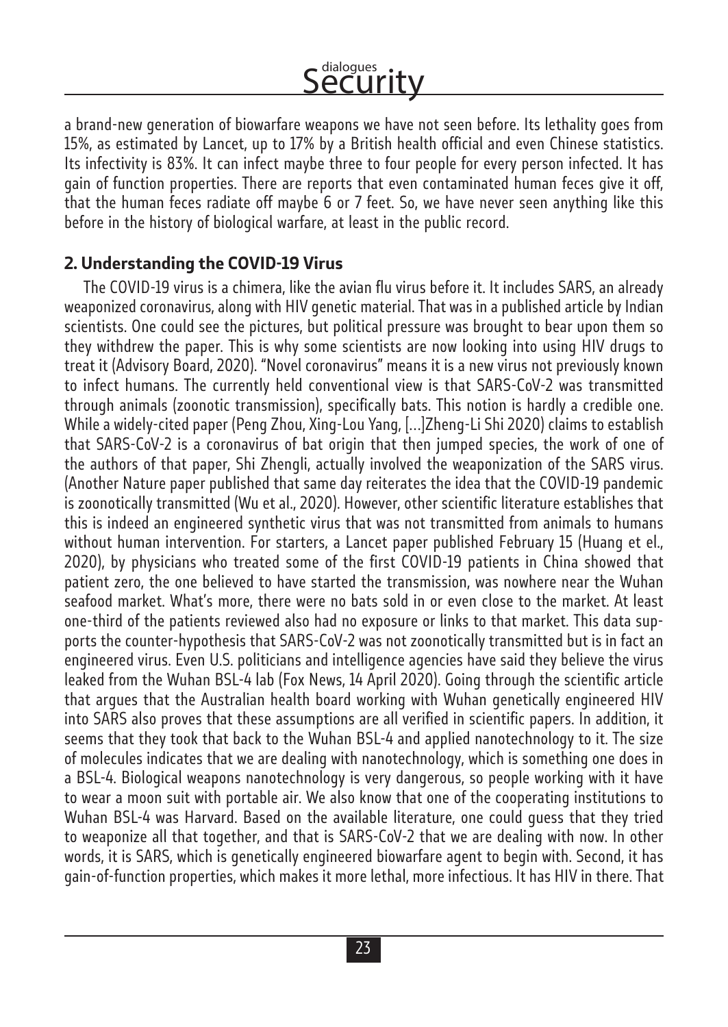a brand-new generation of biowarfare weapons we have not seen before. Its lethality goes from 15%, as estimated by Lancet, up to 17% by a British health official and even Chinese statistics. Its infectivity is 83%. It can infect maybe three to four people for every person infected. It has gain of function properties. There are reports that even contaminated human feces give it off, that the human feces radiate off maybe 6 or 7 feet. So, we have never seen anything like this before in the history of biological warfare, at least in the public record.

## 2. Understanding the COVID-19 Virus

The COVID-19 virus is a chimera, like the avian flu virus before it. It includes SARS, an already weaponized coronavirus, along with HIV genetic material. That was in a published article by Indian scientists. One could see the pictures, but political pressure was brought to bear upon them so they withdrew the paper. This is why some scientists are now looking into using HIV drugs to treat it (Advisory Board, 2020). "Novel coronavirus" means it is a new virus not previously known to infect humans. The currently held conventional view is that SARS-CoV-2 was transmitted through animals (zoonotic transmission), specifically bats. This notion is hardly a credible one. While a widely-cited paper (Peng Zhou, Xing-Lou Yang, […]Zheng-Li Shi 2020) claims to establish that SARS-CoV-2 is a coronavirus of bat origin that then jumped species, the work of one of the authors of that paper, Shi Zhengli, actually involved the weaponization of the SARS virus. (Another Nature paper published that same day reiterates the idea that the COVID-19 pandemic is zoonotically transmitted (Wu et al., 2020). However, other scientific literature establishes that this is indeed an engineered synthetic virus that was not transmitted from animals to humans without human intervention. For starters, a Lancet paper published February 15 (Huang et el., 2020), by physicians who treated some of the first COVID-19 patients in China showed that patient zero, the one believed to have started the transmission, was nowhere near the Wuhan seafood market. What's more, there were no bats sold in or even close to the market. At least one-third of the patients reviewed also had no exposure or links to that market. This data supports the counter-hypothesis that SARS-CoV-2 was not zoonotically transmitted but is in fact an engineered virus. Even U.S. politicians and intelligence agencies have said they believe the virus leaked from the Wuhan BSL-4 lab (Fox News, 14 April 2020). Going through the scientific article that argues that the Australian health board working with Wuhan genetically engineered HIV into SARS also proves that these assumptions are all verified in scientific papers. In addition, it seems that they took that back to the Wuhan BSL-4 and applied nanotechnology to it. The size of molecules indicates that we are dealing with nanotechnology, which is something one does in a BSL-4. Biological weapons nanotechnology is very dangerous, so people working with it have to wear a moon suit with portable air. We also know that one of the cooperating institutions to Wuhan BSL-4 was Harvard. Based on the available literature, one could guess that they tried to weaponize all that together, and that is SARS-CoV-2 that we are dealing with now. In other words, it is SARS, which is genetically engineered biowarfare agent to begin with. Second, it has gain-of-function properties, which makes it more lethal, more infectious. It has HIV in there. That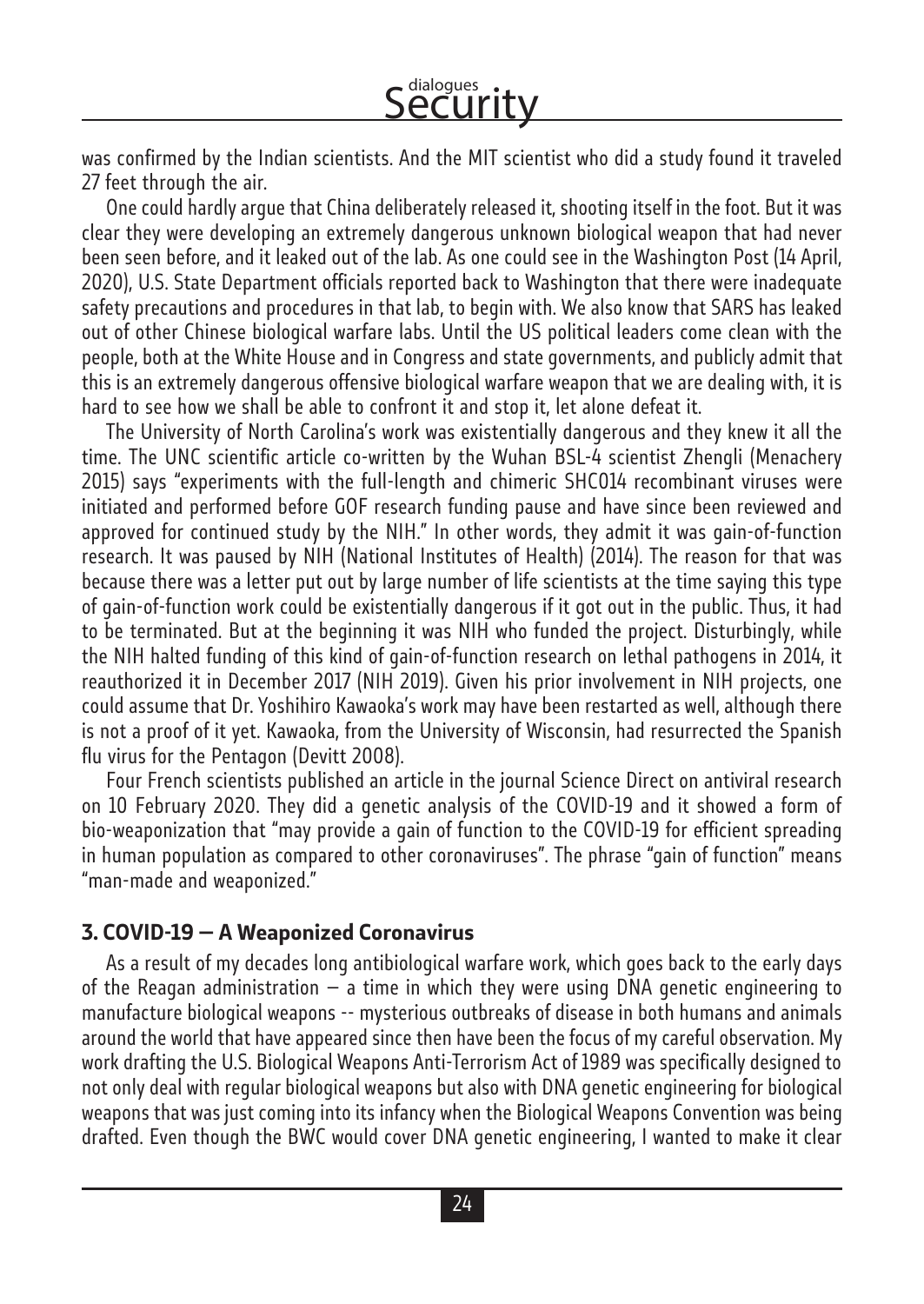was confirmed by the Indian scientists. And the MIT scientist who did a study found it traveled 27 feet through the air.

One could hardly argue that China deliberately released it, shooting itself in the foot. But it was clear they were developing an extremely dangerous unknown biological weapon that had never been seen before, and it leaked out of the lab. As one could see in the Washington Post (14 April, 2020), U.S. State Department officials reported back to Washington that there were inadequate safety precautions and procedures in that lab, to begin with. We also know that SARS has leaked out of other Chinese biological warfare labs. Until the US political leaders come clean with the people, both at the White House and in Congress and state governments, and publicly admit that this is an extremely dangerous offensive biological warfare weapon that we are dealing with, it is hard to see how we shall be able to confront it and stop it, let alone defeat it.

The University of North Carolina's work was existentially dangerous and they knew it all the time. The UNC scientific article co-written by the Wuhan BSL-4 scientist Zhengli (Menachery 2015) says "experiments with the full-length and chimeric SHC014 recombinant viruses were initiated and performed before GOF research funding pause and have since been reviewed and approved for continued study by the NIH." In other words, they admit it was gain-of-function research. It was paused by NIH (National Institutes of Health) (2014). The reason for that was because there was a letter put out by large number of life scientists at the time saying this type of gain-of-function work could be existentially dangerous if it got out in the public. Thus, it had to be terminated. But at the beginning it was NIH who funded the project. Disturbingly, while the NIH halted funding of this kind of gain-of-function research on lethal pathogens in 2014, it reauthorized it in December 2017 (NIH 2019). Given his prior involvement in NIH projects, one could assume that Dr. Yoshihiro Kawaoka's work may have been restarted as well, although there is not a proof of it yet. Kawaoka, from the University of Wisconsin, had resurrected the Spanish flu virus for the Pentagon (Devitt 2008).

Four French scientists published an article in the journal Science Direct on antiviral research on 10 February 2020. They did a genetic analysis of the COVID-19 and it showed a form of bio-weaponization that "may provide a gain of function to the COVID-19 for efficient spreading in human population as compared to other coronaviruses". The phrase "gain of function" means "man-made and weaponized."

## 3. COVID-19 – A Weaponized Coronavirus

As a result of my decades long antibiological warfare work, which goes back to the early days of the Reagan administration – a time in which they were using DNA genetic engineering to manufacture biological weapons -- mysterious outbreaks of disease in both humans and animals around the world that have appeared since then have been the focus of my careful observation. My work drafting the U.S. Biological Weapons Anti-Terrorism Act of 1989 was specifically designed to not only deal with regular biological weapons but also with DNA genetic engineering for biological weapons that was just coming into its infancy when the Biological Weapons Convention was being drafted. Even though the BWC would cover DNA genetic engineering, I wanted to make it clear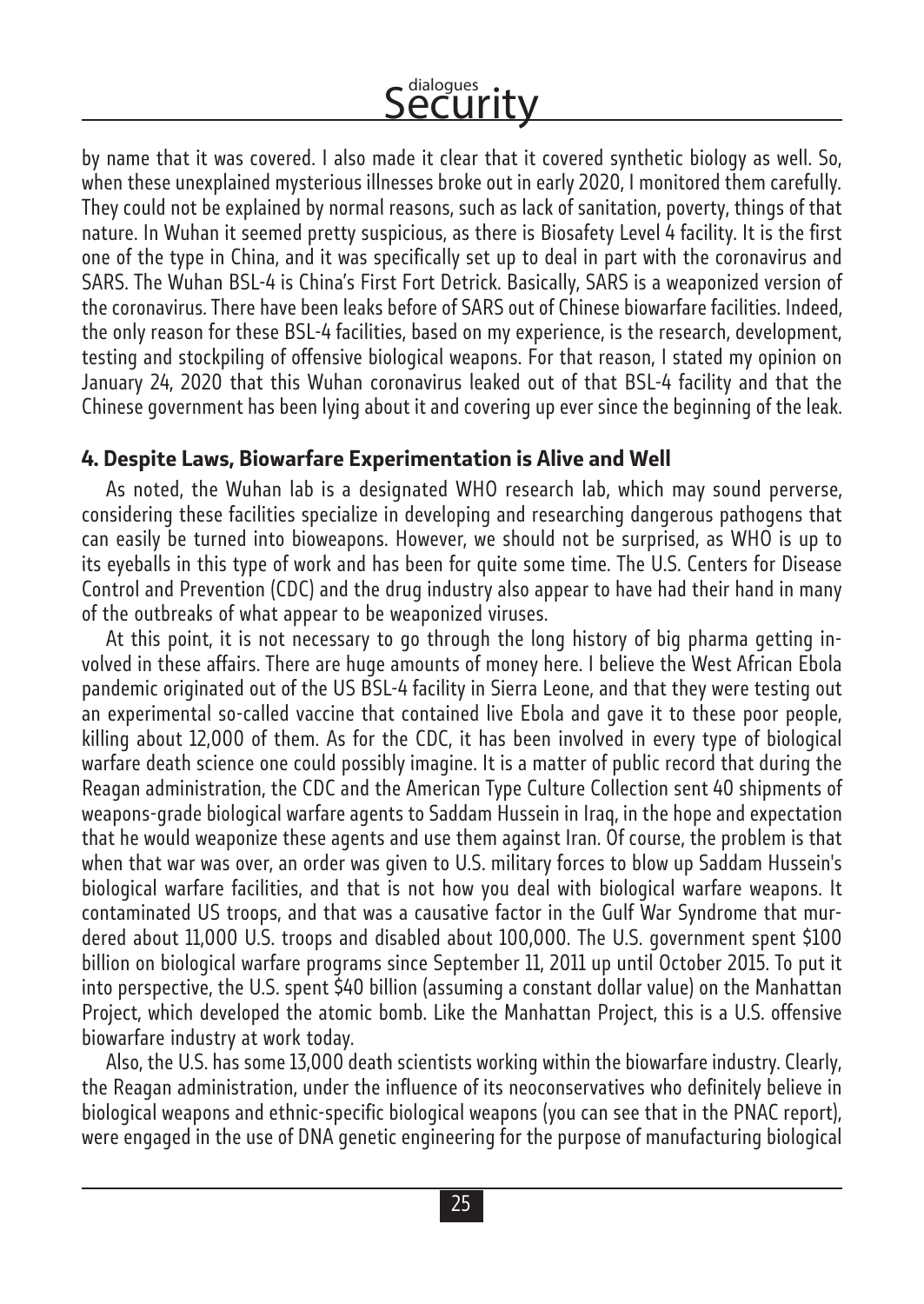by name that it was covered. I also made it clear that it covered synthetic biology as well. So, when these unexplained mysterious illnesses broke out in early 2020, I monitored them carefully. They could not be explained by normal reasons, such as lack of sanitation, poverty, things of that nature. In Wuhan it seemed pretty suspicious, as there is Biosafety Level 4 facility. It is the first one of the type in China, and it was specifically set up to deal in part with the coronavirus and SARS. The Wuhan BSL-4 is China's First Fort Detrick. Basically, SARS is a weaponized version of the coronavirus. There have been leaks before of SARS out of Chinese biowarfare facilities. Indeed, the only reason for these BSL-4 facilities, based on my experience, is the research, development, testing and stockpiling of offensive biological weapons. For that reason, I stated my opinion on January 24, 2020 that this Wuhan coronavirus leaked out of that BSL-4 facility and that the Chinese government has been lying about it and covering up ever since the beginning of the leak.

## 4. Despite Laws, Biowarfare Experimentation is Alive and Well

As noted, the Wuhan lab is a designated WHO research lab, which may sound perverse, considering these facilities specialize in developing and researching dangerous pathogens that can easily be turned into bioweapons. However, we should not be surprised, as WHO is up to its eyeballs in this type of work and has been for quite some time. The U.S. Centers for Disease Control and Prevention (CDC) and the drug industry also appear to have had their hand in many of the outbreaks of what appear to be weaponized viruses.

At this point, it is not necessary to go through the long history of big pharma getting involved in these affairs. There are huge amounts of money here. I believe the West African Ebola pandemic originated out of the US BSL-4 facility in Sierra Leone, and that they were testing out an experimental so-called vaccine that contained live Ebola and gave it to these poor people, killing about 12,000 of them. As for the CDC, it has been involved in every type of biological warfare death science one could possibly imagine. It is a matter of public record that during the Reagan administration, the CDC and the American Type Culture Collection sent 40 shipments of weapons-grade biological warfare agents to Saddam Hussein in Iraq, in the hope and expectation that he would weaponize these agents and use them against Iran. Of course, the problem is that when that war was over, an order was given to U.S. military forces to blow up Saddam Hussein's biological warfare facilities, and that is not how you deal with biological warfare weapons. It contaminated US troops, and that was a causative factor in the Gulf War Syndrome that murdered about 11,000 U.S. troops and disabled about 100,000. The U.S. government spent $100 billion on biological warfare programs since September 11, 2011 up until October 2015. To put it into perspective, the U.S. spent $40 billion (assuming a constant dollar value) on the Manhattan Project, which developed the atomic bomb. Like the Manhattan Project, this is a U.S. offensive biowarfare industry at work today.

Also, the U.S. has some 13,000 death scientists working within the biowarfare industry. Clearly, the Reagan administration, under the influence of its neoconservatives who definitely believe in biological weapons and ethnic-specific biological weapons (you can see that in the PNAC report), were engaged in the use of DNA genetic engineering for the purpose of manufacturing biological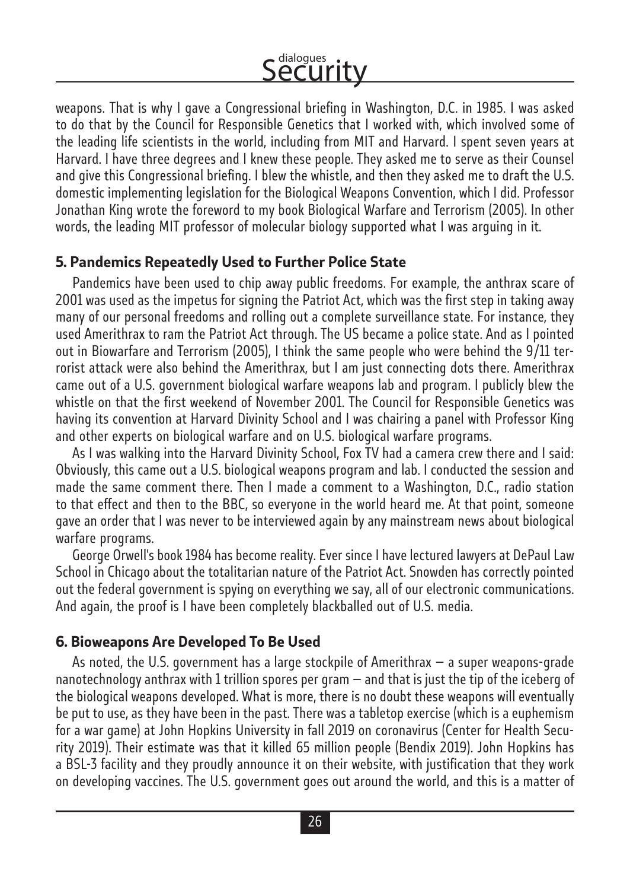weapons. That is why I gave a Congressional briefing in Washington, D.C. in 1985. I was asked to do that by the Council for Responsible Genetics that I worked with, which involved some of the leading life scientists in the world, including from MIT and Harvard. I spent seven years at Harvard. I have three degrees and I knew these people. They asked me to serve as their Counsel and give this Congressional briefing. I blew the whistle, and then they asked me to draft the U.S. domestic implementing legislation for the Biological Weapons Convention, which I did. Professor Jonathan King wrote the foreword to my book Biological Warfare and Terrorism (2005). In other words, the leading MIT professor of molecular biology supported what I was arguing in it.

## 5. Pandemics Repeatedly Used to Further Police State

Pandemics have been used to chip away public freedoms. For example, the anthrax scare of 2001 was used as the impetus for signing the Patriot Act, which was the first step in taking away many of our personal freedoms and rolling out a complete surveillance state. For instance, they used Amerithrax to ram the Patriot Act through. The US became a police state. And as I pointed out in Biowarfare and Terrorism (2005), I think the same people who were behind the 9/11 terrorist attack were also behind the Amerithrax, but I am just connecting dots there. Amerithrax came out of a U.S. government biological warfare weapons lab and program. I publicly blew the whistle on that the first weekend of November 2001. The Council for Responsible Genetics was having its convention at Harvard Divinity School and I was chairing a panel with Professor King and other experts on biological warfare and on U.S. biological warfare programs.

As I was walking into the Harvard Divinity School, Fox TV had a camera crew there and I said: Obviously, this came out a U.S. biological weapons program and lab. I conducted the session and made the same comment there. Then I made a comment to a Washington, D.C., radio station to that effect and then to the BBC, so everyone in the world heard me. At that point, someone gave an order that I was never to be interviewed again by any mainstream news about biological warfare programs.

George Orwell's book 1984 has become reality. Ever since I have lectured lawyers at DePaul Law School in Chicago about the totalitarian nature of the Patriot Act. Snowden has correctly pointed out the federal government is spying on everything we say, all of our electronic communications. And again, the proof is I have been completely blackballed out of U.S. media.

## 6. Bioweapons Are Developed To Be Used

As noted, the U.S. government has a large stockpile of Amerithrax – a super weapons-grade nanotechnology anthrax with 1 trillion spores per gram – and that is just the tip of the iceberg of the biological weapons developed. What is more, there is no doubt these weapons will eventually be put to use, as they have been in the past. There was a tabletop exercise (which is a euphemism for a war game) at John Hopkins University in fall 2019 on coronavirus (Center for Health Security 2019). Their estimate was that it killed 65 million people (Bendix 2019). John Hopkins has a BSL-3 facility and they proudly announce it on their website, with justification that they work on developing vaccines. The U.S. government goes out around the world, and this is a matter of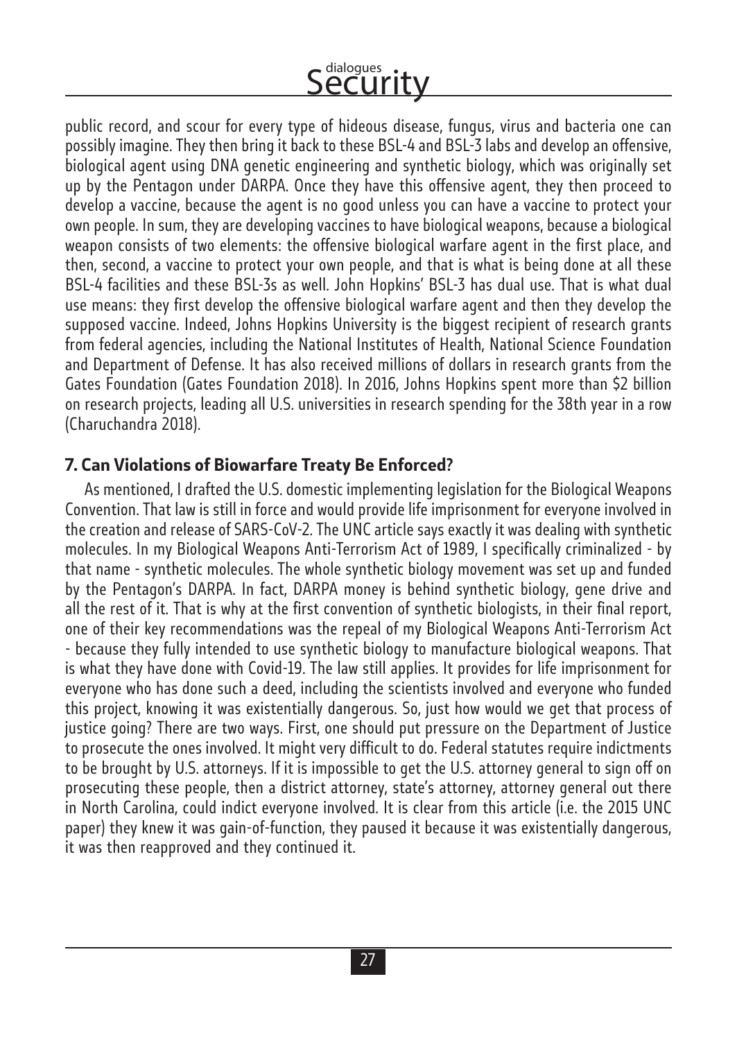public record, and scour for every type of hideous disease, fungus, virus and bacteria one can possibly imagine. They then bring it back to these BSL-4 and BSL-3 labs and develop an offensive, biological agent using DNA genetic engineering and synthetic biology, which was originally set up by the Pentagon under DARPA. Once they have this offensive agent, they then proceed to develop a vaccine, because the agent is no good unless you can have a vaccine to protect your own people. In sum, they are developing vaccines to have biological weapons, because a biological weapon consists of two elements: the offensive biological warfare agent in the first place, and then, second, a vaccine to protect your own people, and that is what is being done at all these BSL-4 facilities and these BSL-3s as well. John Hopkins' BSL-3 has dual use. That is what dual use means: they first develop the offensive biological warfare agent and then they develop the supposed vaccine. Indeed, Johns Hopkins University is the biggest recipient of research grants from federal agencies, including the National Institutes of Health, National Science Foundation and Department of Defense. It has also received millions of dollars in research grants from the Gates Foundation (Gates Foundation 2018). In 2016, Johns Hopkins spent more than $2 billion on research projects, leading all U.S. universities in research spending for the 38th year in a row (Charuchandra 2018).

## 7. Can Violations of Biowarfare Treaty Be Enforced?

As mentioned, I drafted the U.S. domestic implementing legislation for the Biological Weapons Convention. That law is still in force and would provide life imprisonment for everyone involved in the creation and release of SARS-CoV-2. The UNC article says exactly it was dealing with synthetic molecules. In my Biological Weapons Anti-Terrorism Act of 1989, I specifically criminalized - by that name - synthetic molecules. The whole synthetic biology movement was set up and funded by the Pentagon's DARPA. In fact, DARPA money is behind synthetic biology, gene drive and all the rest of it. That is why at the first convention of synthetic biologists, in their final report, one of their key recommendations was the repeal of my Biological Weapons Anti-Terrorism Act - because they fully intended to use synthetic biology to manufacture biological weapons. That is what they have done with Covid-19. The law still applies. It provides for life imprisonment for everyone who has done such a deed, including the scientists involved and everyone who funded this project, knowing it was existentially dangerous. So, just how would we get that process of justice going? There are two ways. First, one should put pressure on the Department of Justice to prosecute the ones involved. It might very difficult to do. Federal statutes require indictments to be brought by U.S. attorneys. If it is impossible to get the U.S. attorney general to sign off on prosecuting these people, then a district attorney, state's attorney, attorney general out there in North Carolina, could indict everyone involved. It is clear from this article (i.e. the 2015 UNC paper) they knew it was gain-of-function, they paused it because it was existentially dangerous, it was then reapproved and they continued it.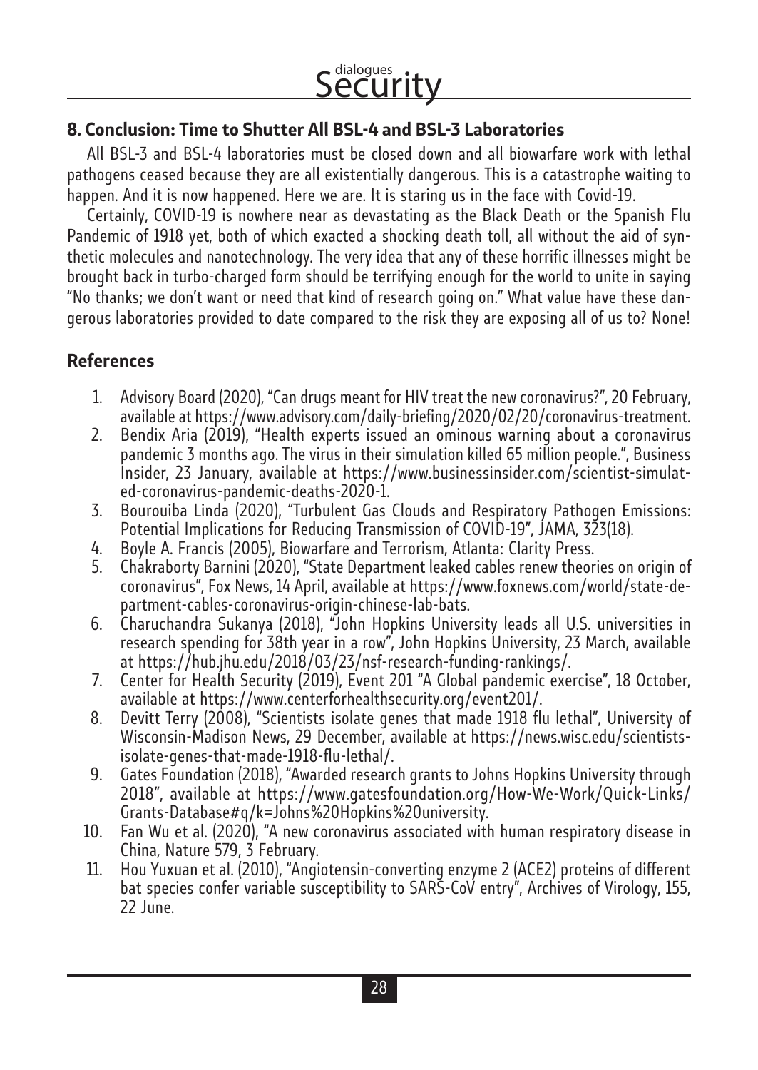## 8. Conclusion: Time to Shutter All BSL-4 and BSL-3 Laboratories

All BSL-3 and BSL-4 laboratories must be closed down and all biowarfare work with lethal pathogens ceased because they are all existentially dangerous. This is a catastrophe waiting to happen. And it is now happened. Here we are. It is staring us in the face with Covid-19.

Certainly, COVID-19 is nowhere near as devastating as the Black Death or the Spanish Flu Pandemic of 1918 yet, both of which exacted a shocking death toll, all without the aid of synthetic molecules and nanotechnology. The very idea that any of these horrific illnesses might be brought back in turbo-charged form should be terrifying enough for the world to unite in saying "No thanks; we don't want or need that kind of research going on." What value have these dangerous laboratories provided to date compared to the risk they are exposing all of us to? None!

## References

1. Advisory Board (2020), "Can drugs meant for HIV treat the new coronavirus?", 20 February, available at https://www.advisory.com/daily-briefing/2020/02/20/coronavirus-treatment.
2. Bendix Aria (2019), "Health experts issued an ominous warning about a coronavirus pandemic 3 months ago. The virus in their simulation killed 65 million people.", Business Insider, 23 January, available at https://www.businessinsider.com/scientist-simulated-coronavirus-pandemic-deaths-2020-1.
3. Bourouiba Linda (2020), "Turbulent Gas Clouds and Respiratory Pathogen Emissions: Potential Implications for Reducing Transmission of COVID-19", JAMA, 323(18).
4. Boyle A. Francis (2005), Biowarfare and Terrorism, Atlanta: Clarity Press.
5. Chakraborty Barnini (2020), "State Department leaked cables renew theories on origin of coronavirus", Fox News, 14 April, available at https://www.foxnews.com/world/state-department-cables-coronavirus-origin-chinese-lab-bats.
6. Charuchandra Sukanya (2018), "John Hopkins University leads all U.S. universities in research spending for 38th year in a row", John Hopkins University, 23 March, available at https://hub.jhu.edu/2018/03/23/nsf-research-funding-rankings/.
7. Center for Health Security (2019), Event 201 "A Global pandemic exercise", 18 October, available at https://www.centerforhealthsecurity.org/event201/.
8. Devitt Terry (2008), "Scientists isolate genes that made 1918 flu lethal", University of Wisconsin-Madison News, 29 December, available at https://news.wisc.edu/scientists-isolate-genes-that-made-1918-flu-lethal/.
9. Gates Foundation (2018), "Awarded research grants to Johns Hopkins University through 2018", available at https://www.gatesfoundation.org/How-We-Work/Quick-Links/Grants-Database#q/k=Johns%20Hopkins%20university.
10. Fan Wu et al. (2020), "A new coronavirus associated with human respiratory disease in China, Nature 579, 3 February.
11. Hou Yuxuan et al. (2010), "Angiotensin-converting enzyme 2 (ACE2) proteins of different bat species confer variable susceptibility to SARS-CoV entry", Archives of Virology, 155, 22 June.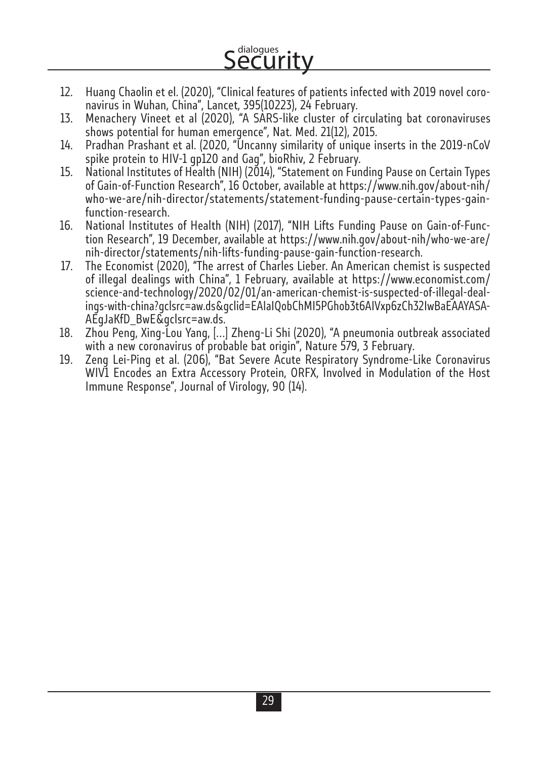12. Huang Chaolin et el. (2020), "Clinical features of patients infected with 2019 novel coronavirus in Wuhan, China", Lancet, 395(10223), 24 February.
13. Menachery Vineet et al (2020), "A SARS-like cluster of circulating bat coronaviruses shows potential for human emergence", Nat. Med. 21(12), 2015.
14. Pradhan Prashant et al. (2020, "Uncanny similarity of unique inserts in the 2019-nCoV spike protein to HIV-1 gp120 and Gag", bioRhiv, 2 February.
15. National Institutes of Health (NIH) (2014), "Statement on Funding Pause on Certain Types of Gain-of-Function Research", 16 October, available at https://www.nih.gov/about-nih/who-we-are/nih-director/statements/statement-funding-pause-certain-types-gain-function-research.
16. National Institutes of Health (NIH) (2017), "NIH Lifts Funding Pause on Gain-of-Function Research", 19 December, available at https://www.nih.gov/about-nih/who-we-are/nih-director/statements/nih-lifts-funding-pause-gain-function-research.
17. The Economist (2020), "The arrest of Charles Lieber. An American chemist is suspected of illegal dealings with China", 1 February, available at https://www.economist.com/science-and-technology/2020/02/01/an-american-chemist-is-suspected-of-illegal-dealings-with-china?gclsrc=aw.ds&gclid=EAIaIQobChMI5PGhob3t6AIVxp6zCh32IwBaEAAYASAAEgJaKfD_BwE&gclsrc=aw.ds.
18. Zhou Peng, Xing-Lou Yang, […] Zheng-Li Shi (2020), "A pneumonia outbreak associated with a new coronavirus of probable bat origin", Nature 579, 3 February.
19. Zeng Lei-Ping et al. (206), "Bat Severe Acute Respiratory Syndrome-Like Coronavirus WIV1 Encodes an Extra Accessory Protein, ORFX, Involved in Modulation of the Host Immune Response", Journal of Virology, 90 (14).